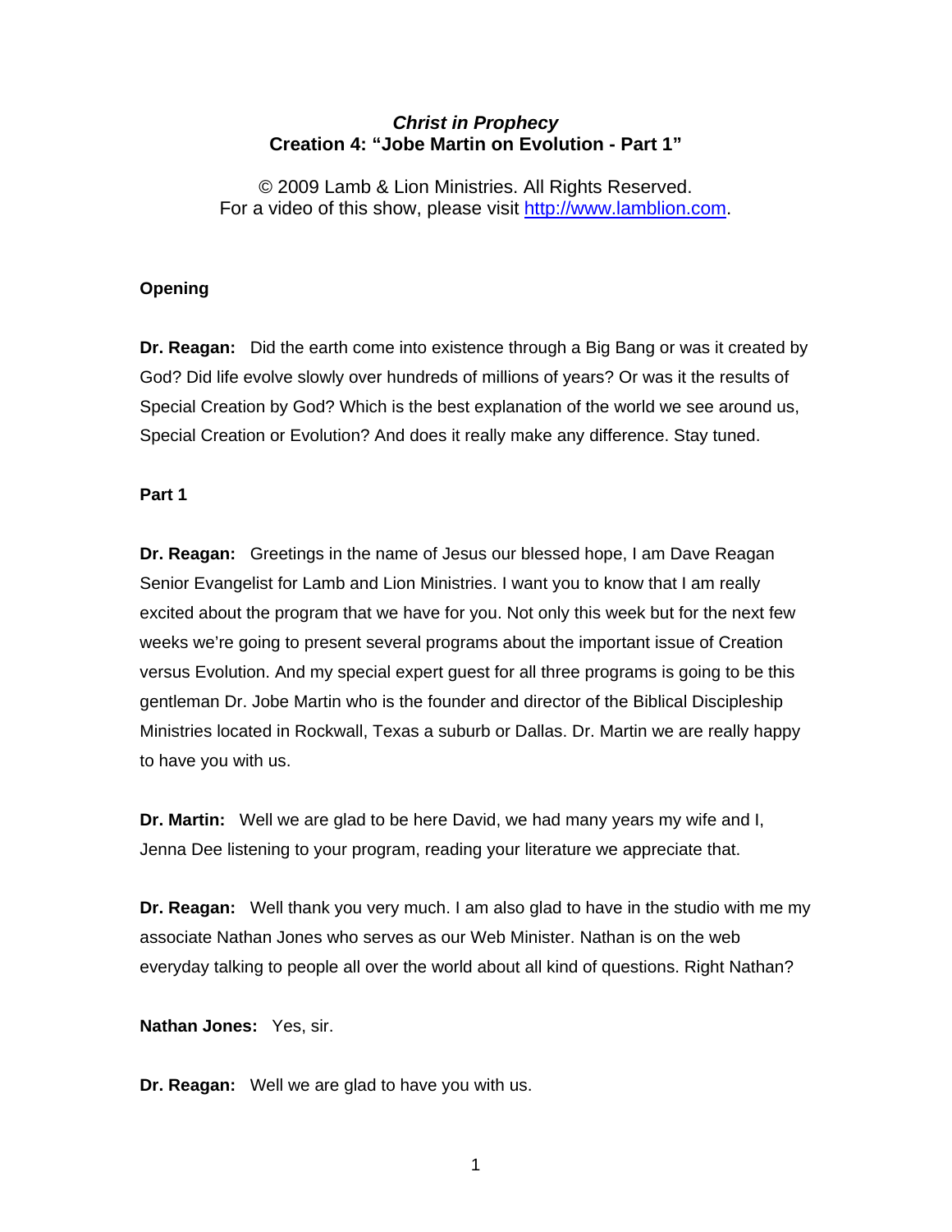# *Christ in Prophecy*
## Creation 4: "Jobe Martin on Evolution - Part 1"

© 2009 Lamb & Lion Ministries. All Rights Reserved.
For a video of this show, please visit http://www.lamblion.com.

### Opening

**Dr. Reagan:** Did the earth come into existence through a Big Bang or was it created by God? Did life evolve slowly over hundreds of millions of years? Or was it the results of Special Creation by God? Which is the best explanation of the world we see around us, Special Creation or Evolution? And does it really make any difference. Stay tuned.

### Part 1

**Dr. Reagan:** Greetings in the name of Jesus our blessed hope, I am Dave Reagan Senior Evangelist for Lamb and Lion Ministries. I want you to know that I am really excited about the program that we have for you. Not only this week but for the next few weeks we're going to present several programs about the important issue of Creation versus Evolution. And my special expert guest for all three programs is going to be this gentleman Dr. Jobe Martin who is the founder and director of the Biblical Discipleship Ministries located in Rockwall, Texas a suburb or Dallas. Dr. Martin we are really happy to have you with us.

**Dr. Martin:** Well we are glad to be here David, we had many years my wife and I, Jenna Dee listening to your program, reading your literature we appreciate that.

**Dr. Reagan:** Well thank you very much. I am also glad to have in the studio with me my associate Nathan Jones who serves as our Web Minister. Nathan is on the web everyday talking to people all over the world about all kind of questions. Right Nathan?

**Nathan Jones:** Yes, sir.

**Dr. Reagan:** Well we are glad to have you with us.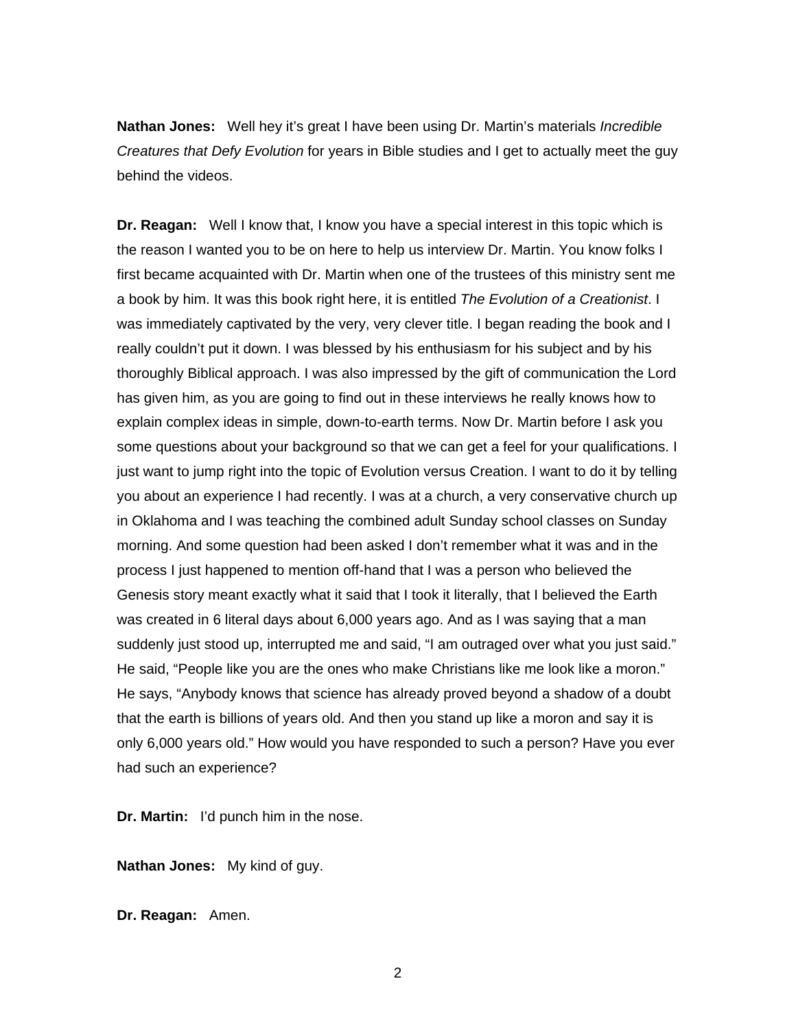**Nathan Jones:** Well hey it's great I have been using Dr. Martin's materials *Incredible Creatures that Defy Evolution* for years in Bible studies and I get to actually meet the guy behind the videos.

**Dr. Reagan:** Well I know that, I know you have a special interest in this topic which is the reason I wanted you to be on here to help us interview Dr. Martin. You know folks I first became acquainted with Dr. Martin when one of the trustees of this ministry sent me a book by him. It was this book right here, it is entitled *The Evolution of a Creationist*. I was immediately captivated by the very, very clever title. I began reading the book and I really couldn't put it down. I was blessed by his enthusiasm for his subject and by his thoroughly Biblical approach. I was also impressed by the gift of communication the Lord has given him, as you are going to find out in these interviews he really knows how to explain complex ideas in simple, down-to-earth terms. Now Dr. Martin before I ask you some questions about your background so that we can get a feel for your qualifications. I just want to jump right into the topic of Evolution versus Creation. I want to do it by telling you about an experience I had recently. I was at a church, a very conservative church up in Oklahoma and I was teaching the combined adult Sunday school classes on Sunday morning. And some question had been asked I don't remember what it was and in the process I just happened to mention off-hand that I was a person who believed the Genesis story meant exactly what it said that I took it literally, that I believed the Earth was created in 6 literal days about 6,000 years ago. And as I was saying that a man suddenly just stood up, interrupted me and said, "I am outraged over what you just said." He said, "People like you are the ones who make Christians like me look like a moron." He says, "Anybody knows that science has already proved beyond a shadow of a doubt that the earth is billions of years old. And then you stand up like a moron and say it is only 6,000 years old." How would you have responded to such a person? Have you ever had such an experience?

**Dr. Martin:** I'd punch him in the nose.

**Nathan Jones:** My kind of guy.

**Dr. Reagan:** Amen.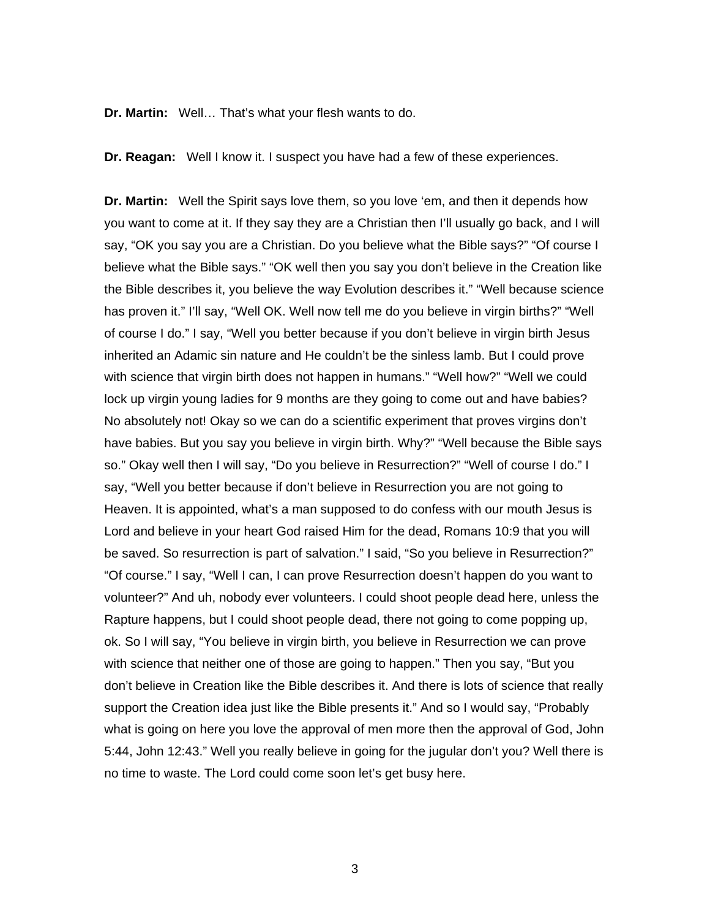**Dr. Martin:** Well… That's what your flesh wants to do.

**Dr. Reagan:** Well I know it. I suspect you have had a few of these experiences.

**Dr. Martin:** Well the Spirit says love them, so you love 'em, and then it depends how you want to come at it. If they say they are a Christian then I'll usually go back, and I will say, "OK you say you are a Christian. Do you believe what the Bible says?" "Of course I believe what the Bible says." "OK well then you say you don't believe in the Creation like the Bible describes it, you believe the way Evolution describes it." "Well because science has proven it." I'll say, "Well OK. Well now tell me do you believe in virgin births?" "Well of course I do." I say, "Well you better because if you don't believe in virgin birth Jesus inherited an Adamic sin nature and He couldn't be the sinless lamb. But I could prove with science that virgin birth does not happen in humans." "Well how?" "Well we could lock up virgin young ladies for 9 months are they going to come out and have babies? No absolutely not! Okay so we can do a scientific experiment that proves virgins don't have babies. But you say you believe in virgin birth. Why?" "Well because the Bible says so." Okay well then I will say, "Do you believe in Resurrection?" "Well of course I do." I say, "Well you better because if don't believe in Resurrection you are not going to Heaven. It is appointed, what's a man supposed to do confess with our mouth Jesus is Lord and believe in your heart God raised Him for the dead, Romans 10:9 that you will be saved. So resurrection is part of salvation." I said, "So you believe in Resurrection?" "Of course." I say, "Well I can, I can prove Resurrection doesn't happen do you want to volunteer?" And uh, nobody ever volunteers. I could shoot people dead here, unless the Rapture happens, but I could shoot people dead, there not going to come popping up, ok. So I will say, "You believe in virgin birth, you believe in Resurrection we can prove with science that neither one of those are going to happen." Then you say, "But you don't believe in Creation like the Bible describes it. And there is lots of science that really support the Creation idea just like the Bible presents it." And so I would say, "Probably what is going on here you love the approval of men more then the approval of God, John 5:44, John 12:43." Well you really believe in going for the jugular don't you? Well there is no time to waste. The Lord could come soon let's get busy here.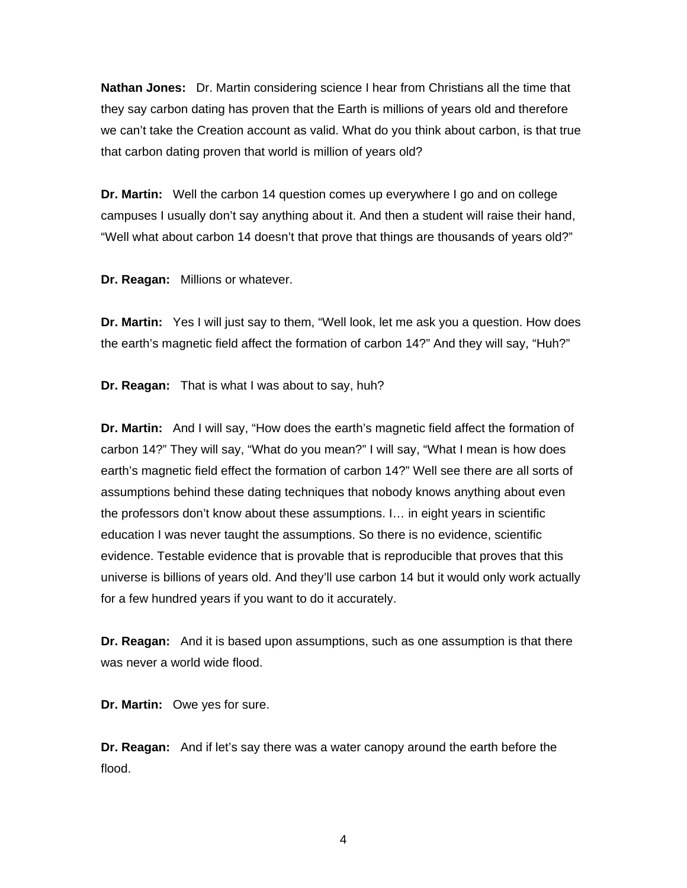**Nathan Jones:** Dr. Martin considering science I hear from Christians all the time that they say carbon dating has proven that the Earth is millions of years old and therefore we can't take the Creation account as valid. What do you think about carbon, is that true that carbon dating proven that world is million of years old?

**Dr. Martin:** Well the carbon 14 question comes up everywhere I go and on college campuses I usually don't say anything about it. And then a student will raise their hand, "Well what about carbon 14 doesn't that prove that things are thousands of years old?"

**Dr. Reagan:** Millions or whatever.

**Dr. Martin:** Yes I will just say to them, "Well look, let me ask you a question. How does the earth's magnetic field affect the formation of carbon 14?" And they will say, "Huh?"

**Dr. Reagan:** That is what I was about to say, huh?

**Dr. Martin:** And I will say, "How does the earth's magnetic field affect the formation of carbon 14?" They will say, "What do you mean?" I will say, "What I mean is how does earth's magnetic field effect the formation of carbon 14?" Well see there are all sorts of assumptions behind these dating techniques that nobody knows anything about even the professors don't know about these assumptions. I… in eight years in scientific education I was never taught the assumptions. So there is no evidence, scientific evidence. Testable evidence that is provable that is reproducible that proves that this universe is billions of years old. And they'll use carbon 14 but it would only work actually for a few hundred years if you want to do it accurately.

**Dr. Reagan:** And it is based upon assumptions, such as one assumption is that there was never a world wide flood.

**Dr. Martin:** Owe yes for sure.

**Dr. Reagan:** And if let's say there was a water canopy around the earth before the flood.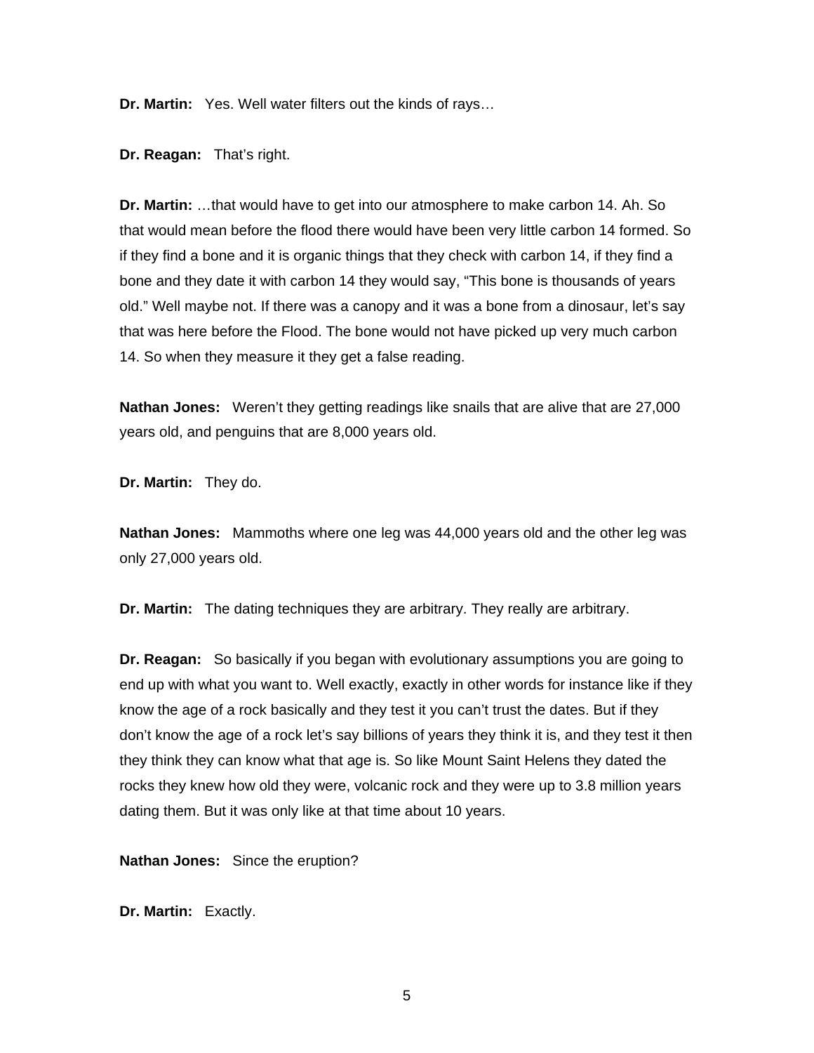**Dr. Martin:** Yes. Well water filters out the kinds of rays…

**Dr. Reagan:** That's right.

**Dr. Martin:** …that would have to get into our atmosphere to make carbon 14. Ah. So that would mean before the flood there would have been very little carbon 14 formed. So if they find a bone and it is organic things that they check with carbon 14, if they find a bone and they date it with carbon 14 they would say, "This bone is thousands of years old." Well maybe not. If there was a canopy and it was a bone from a dinosaur, let's say that was here before the Flood. The bone would not have picked up very much carbon 14. So when they measure it they get a false reading.

**Nathan Jones:** Weren't they getting readings like snails that are alive that are 27,000 years old, and penguins that are 8,000 years old.

**Dr. Martin:** They do.

**Nathan Jones:** Mammoths where one leg was 44,000 years old and the other leg was only 27,000 years old.

**Dr. Martin:** The dating techniques they are arbitrary. They really are arbitrary.

**Dr. Reagan:** So basically if you began with evolutionary assumptions you are going to end up with what you want to. Well exactly, exactly in other words for instance like if they know the age of a rock basically and they test it you can't trust the dates. But if they don't know the age of a rock let's say billions of years they think it is, and they test it then they think they can know what that age is. So like Mount Saint Helens they dated the rocks they knew how old they were, volcanic rock and they were up to 3.8 million years dating them. But it was only like at that time about 10 years.

**Nathan Jones:** Since the eruption?

**Dr. Martin:** Exactly.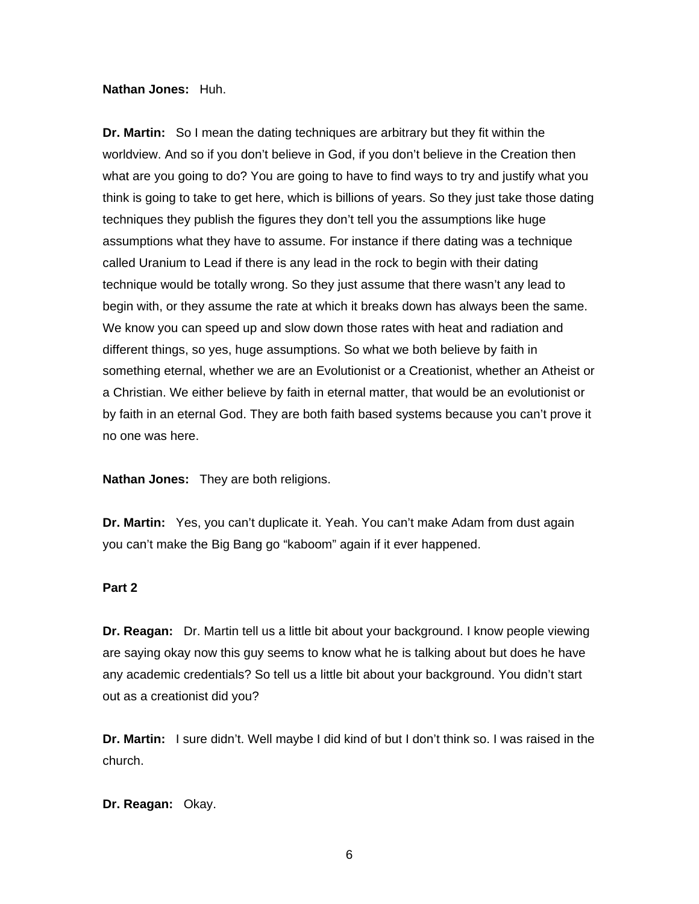**Nathan Jones:** Huh.

**Dr. Martin:** So I mean the dating techniques are arbitrary but they fit within the worldview. And so if you don't believe in God, if you don't believe in the Creation then what are you going to do? You are going to have to find ways to try and justify what you think is going to take to get here, which is billions of years. So they just take those dating techniques they publish the figures they don't tell you the assumptions like huge assumptions what they have to assume. For instance if there dating was a technique called Uranium to Lead if there is any lead in the rock to begin with their dating technique would be totally wrong. So they just assume that there wasn't any lead to begin with, or they assume the rate at which it breaks down has always been the same. We know you can speed up and slow down those rates with heat and radiation and different things, so yes, huge assumptions. So what we both believe by faith in something eternal, whether we are an Evolutionist or a Creationist, whether an Atheist or a Christian. We either believe by faith in eternal matter, that would be an evolutionist or by faith in an eternal God. They are both faith based systems because you can't prove it no one was here.

**Nathan Jones:** They are both religions.

**Dr. Martin:** Yes, you can't duplicate it. Yeah. You can't make Adam from dust again you can't make the Big Bang go "kaboom" again if it ever happened.

**Part 2**

**Dr. Reagan:** Dr. Martin tell us a little bit about your background. I know people viewing are saying okay now this guy seems to know what he is talking about but does he have any academic credentials? So tell us a little bit about your background. You didn't start out as a creationist did you?

**Dr. Martin:** I sure didn't. Well maybe I did kind of but I don't think so. I was raised in the church.

**Dr. Reagan:** Okay.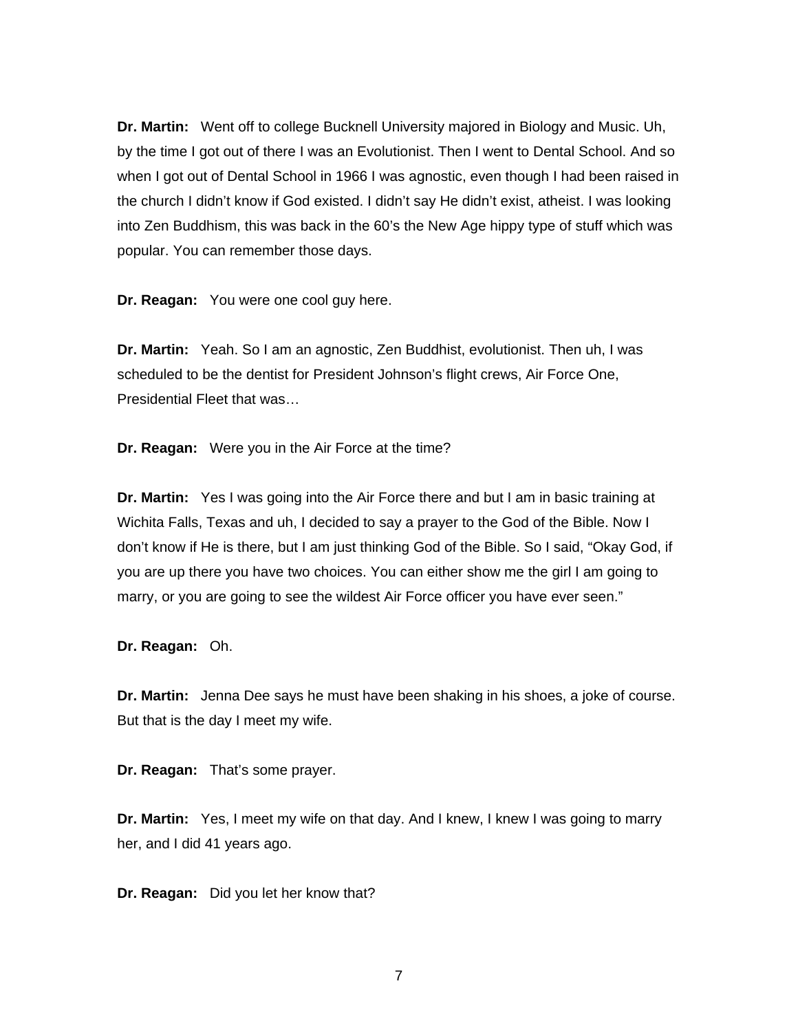**Dr. Martin:** Went off to college Bucknell University majored in Biology and Music. Uh, by the time I got out of there I was an Evolutionist. Then I went to Dental School. And so when I got out of Dental School in 1966 I was agnostic, even though I had been raised in the church I didn't know if God existed. I didn't say He didn't exist, atheist. I was looking into Zen Buddhism, this was back in the 60's the New Age hippy type of stuff which was popular. You can remember those days.

**Dr. Reagan:** You were one cool guy here.

**Dr. Martin:** Yeah. So I am an agnostic, Zen Buddhist, evolutionist. Then uh, I was scheduled to be the dentist for President Johnson's flight crews, Air Force One, Presidential Fleet that was…

**Dr. Reagan:** Were you in the Air Force at the time?

**Dr. Martin:** Yes I was going into the Air Force there and but I am in basic training at Wichita Falls, Texas and uh, I decided to say a prayer to the God of the Bible. Now I don't know if He is there, but I am just thinking God of the Bible. So I said, "Okay God, if you are up there you have two choices. You can either show me the girl I am going to marry, or you are going to see the wildest Air Force officer you have ever seen."

**Dr. Reagan:** Oh.

**Dr. Martin:** Jenna Dee says he must have been shaking in his shoes, a joke of course. But that is the day I meet my wife.

**Dr. Reagan:** That's some prayer.

**Dr. Martin:** Yes, I meet my wife on that day. And I knew, I knew I was going to marry her, and I did 41 years ago.

**Dr. Reagan:** Did you let her know that?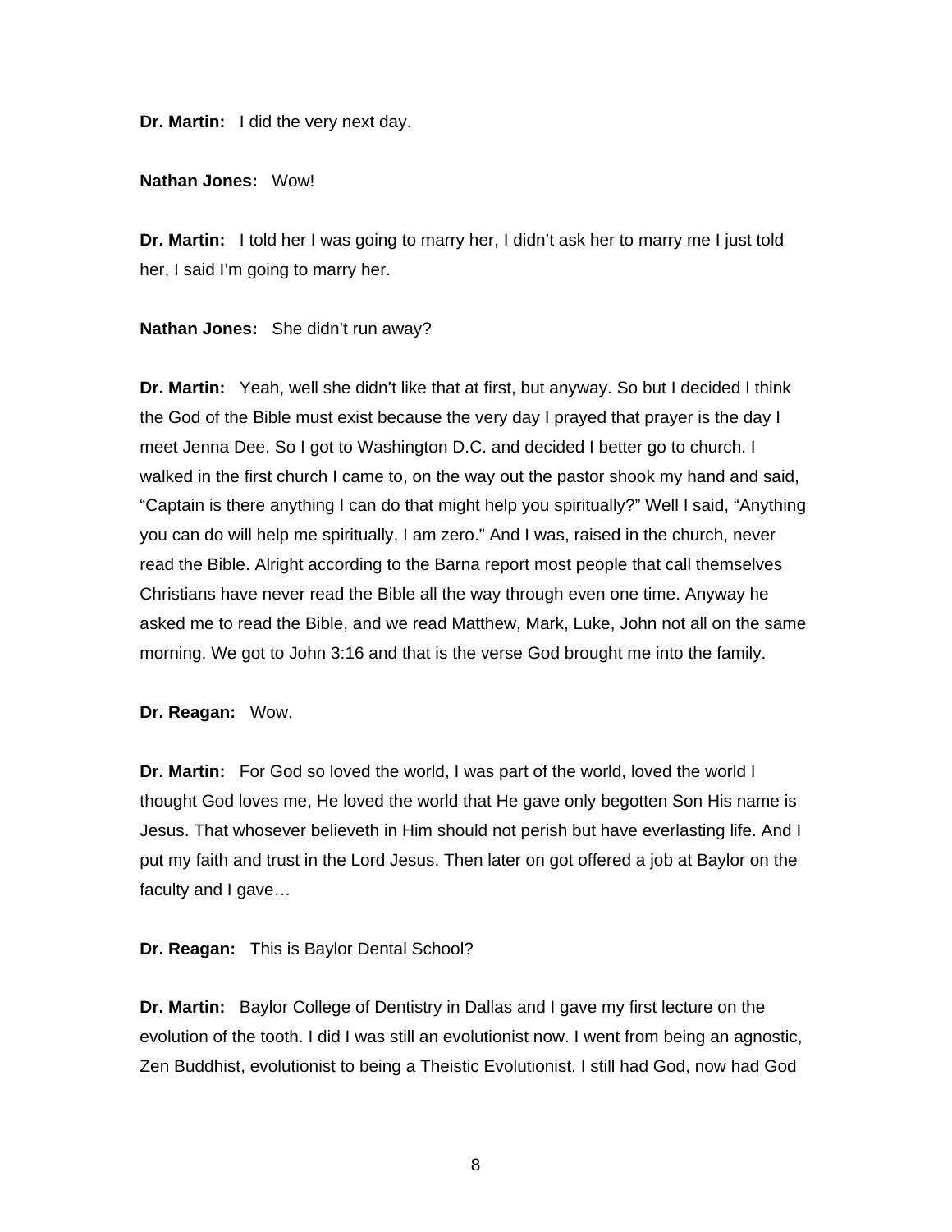**Dr. Martin:** I did the very next day.

**Nathan Jones:** Wow!

**Dr. Martin:** I told her I was going to marry her, I didn't ask her to marry me I just told her, I said I'm going to marry her.

**Nathan Jones:** She didn't run away?

**Dr. Martin:** Yeah, well she didn't like that at first, but anyway. So but I decided I think the God of the Bible must exist because the very day I prayed that prayer is the day I meet Jenna Dee. So I got to Washington D.C. and decided I better go to church. I walked in the first church I came to, on the way out the pastor shook my hand and said, "Captain is there anything I can do that might help you spiritually?" Well I said, "Anything you can do will help me spiritually, I am zero." And I was, raised in the church, never read the Bible. Alright according to the Barna report most people that call themselves Christians have never read the Bible all the way through even one time. Anyway he asked me to read the Bible, and we read Matthew, Mark, Luke, John not all on the same morning. We got to John 3:16 and that is the verse God brought me into the family.

**Dr. Reagan:** Wow.

**Dr. Martin:** For God so loved the world, I was part of the world, loved the world I thought God loves me, He loved the world that He gave only begotten Son His name is Jesus. That whosever believeth in Him should not perish but have everlasting life. And I put my faith and trust in the Lord Jesus. Then later on got offered a job at Baylor on the faculty and I gave…

**Dr. Reagan:** This is Baylor Dental School?

**Dr. Martin:** Baylor College of Dentistry in Dallas and I gave my first lecture on the evolution of the tooth. I did I was still an evolutionist now. I went from being an agnostic, Zen Buddhist, evolutionist to being a Theistic Evolutionist. I still had God, now had God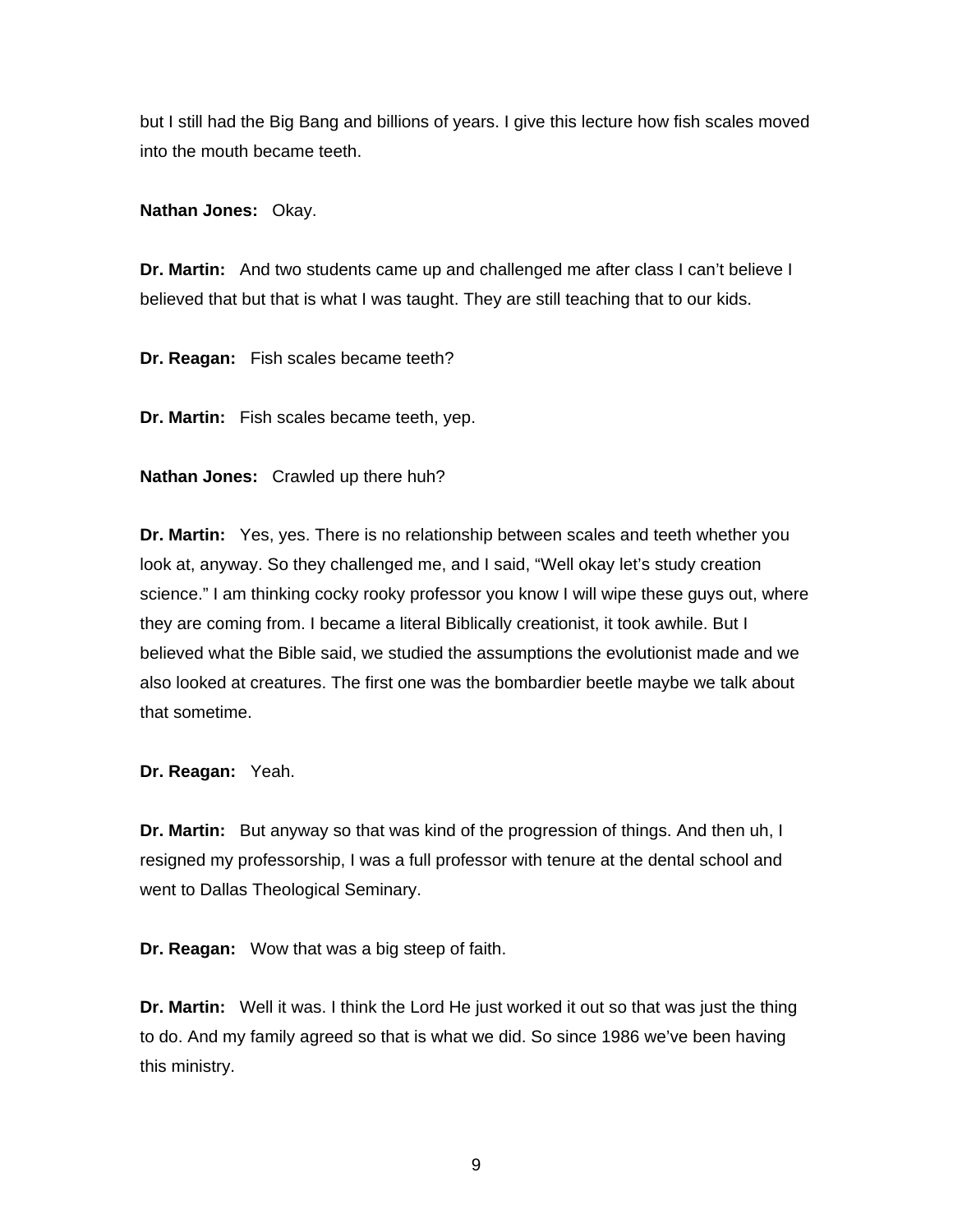but I still had the Big Bang and billions of years. I give this lecture how fish scales moved into the mouth became teeth.

**Nathan Jones:** Okay.

**Dr. Martin:** And two students came up and challenged me after class I can't believe I believed that but that is what I was taught. They are still teaching that to our kids.

**Dr. Reagan:** Fish scales became teeth?

**Dr. Martin:** Fish scales became teeth, yep.

**Nathan Jones:** Crawled up there huh?

**Dr. Martin:** Yes, yes. There is no relationship between scales and teeth whether you look at, anyway. So they challenged me, and I said, "Well okay let's study creation science." I am thinking cocky rooky professor you know I will wipe these guys out, where they are coming from. I became a literal Biblically creationist, it took awhile. But I believed what the Bible said, we studied the assumptions the evolutionist made and we also looked at creatures. The first one was the bombardier beetle maybe we talk about that sometime.

**Dr. Reagan:** Yeah.

**Dr. Martin:** But anyway so that was kind of the progression of things. And then uh, I resigned my professorship, I was a full professor with tenure at the dental school and went to Dallas Theological Seminary.

**Dr. Reagan:** Wow that was a big steep of faith.

**Dr. Martin:** Well it was. I think the Lord He just worked it out so that was just the thing to do. And my family agreed so that is what we did. So since 1986 we've been having this ministry.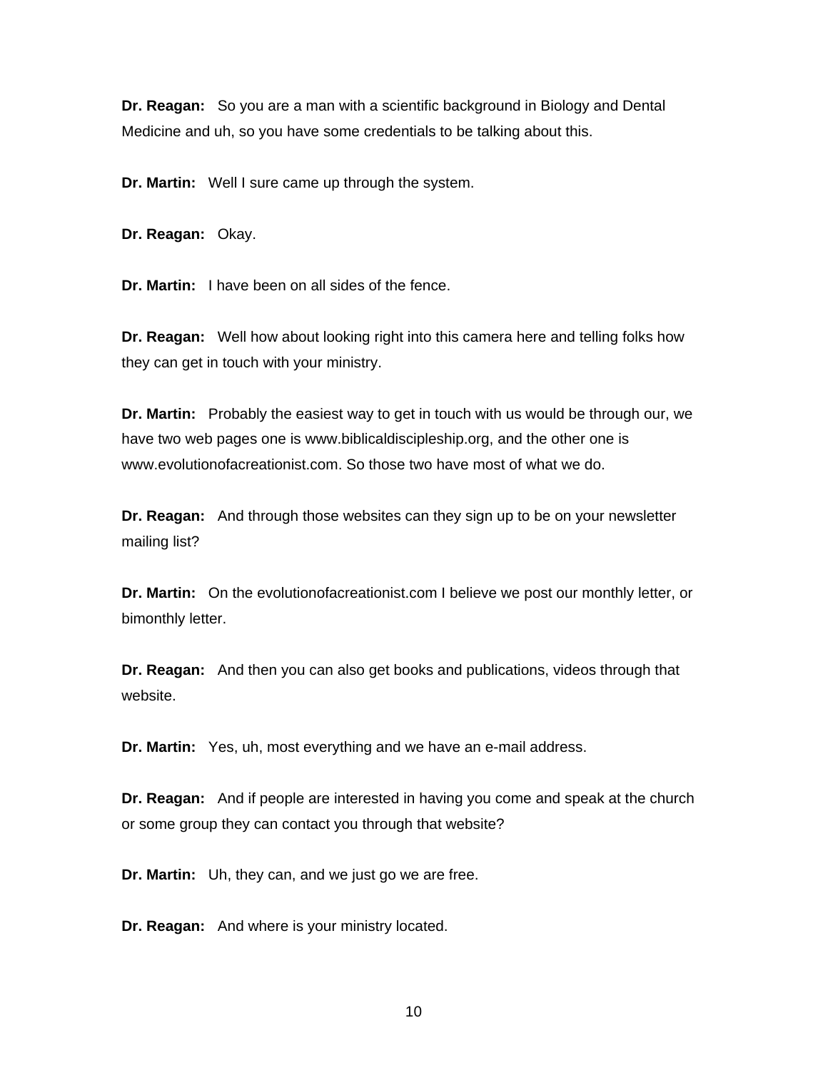**Dr. Reagan:** So you are a man with a scientific background in Biology and Dental Medicine and uh, so you have some credentials to be talking about this.

**Dr. Martin:** Well I sure came up through the system.

**Dr. Reagan:** Okay.

**Dr. Martin:** I have been on all sides of the fence.

**Dr. Reagan:** Well how about looking right into this camera here and telling folks how they can get in touch with your ministry.

**Dr. Martin:** Probably the easiest way to get in touch with us would be through our, we have two web pages one is www.biblicaldiscipleship.org, and the other one is www.evolutionofacreationist.com. So those two have most of what we do.

**Dr. Reagan:** And through those websites can they sign up to be on your newsletter mailing list?

**Dr. Martin:** On the evolutionofacreationist.com I believe we post our monthly letter, or bimonthly letter.

**Dr. Reagan:** And then you can also get books and publications, videos through that website.

**Dr. Martin:** Yes, uh, most everything and we have an e-mail address.

**Dr. Reagan:** And if people are interested in having you come and speak at the church or some group they can contact you through that website?

**Dr. Martin:** Uh, they can, and we just go we are free.

**Dr. Reagan:** And where is your ministry located.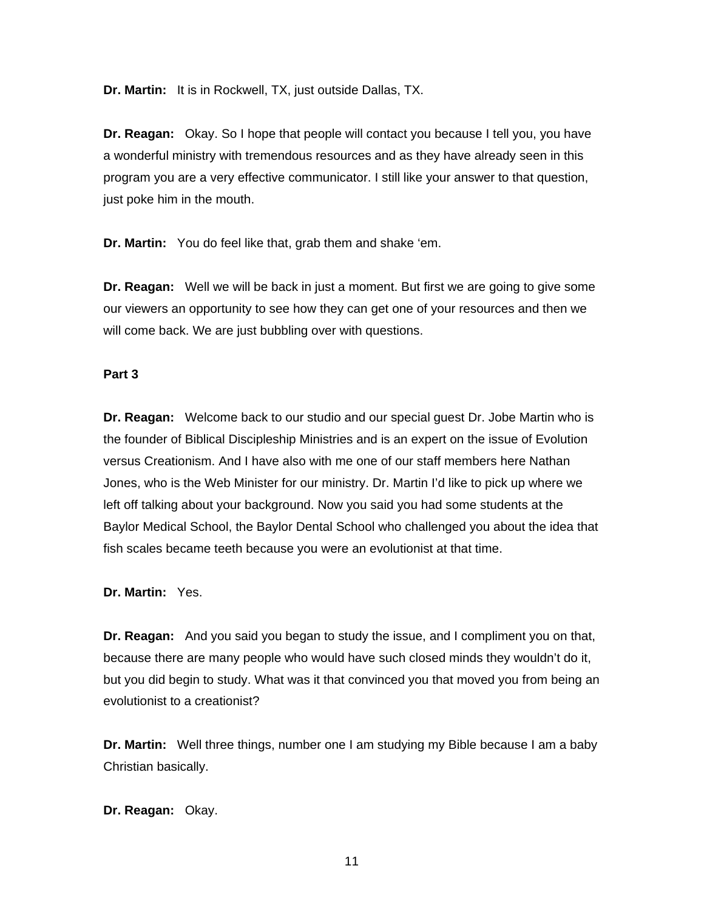**Dr. Martin:** It is in Rockwell, TX, just outside Dallas, TX.

**Dr. Reagan:** Okay. So I hope that people will contact you because I tell you, you have a wonderful ministry with tremendous resources and as they have already seen in this program you are a very effective communicator. I still like your answer to that question, just poke him in the mouth.

**Dr. Martin:** You do feel like that, grab them and shake 'em.

**Dr. Reagan:** Well we will be back in just a moment. But first we are going to give some our viewers an opportunity to see how they can get one of your resources and then we will come back. We are just bubbling over with questions.

**Part 3**

**Dr. Reagan:** Welcome back to our studio and our special guest Dr. Jobe Martin who is the founder of Biblical Discipleship Ministries and is an expert on the issue of Evolution versus Creationism. And I have also with me one of our staff members here Nathan Jones, who is the Web Minister for our ministry. Dr. Martin I'd like to pick up where we left off talking about your background. Now you said you had some students at the Baylor Medical School, the Baylor Dental School who challenged you about the idea that fish scales became teeth because you were an evolutionist at that time.

**Dr. Martin:** Yes.

**Dr. Reagan:** And you said you began to study the issue, and I compliment you on that, because there are many people who would have such closed minds they wouldn't do it, but you did begin to study. What was it that convinced you that moved you from being an evolutionist to a creationist?

**Dr. Martin:** Well three things, number one I am studying my Bible because I am a baby Christian basically.

**Dr. Reagan:** Okay.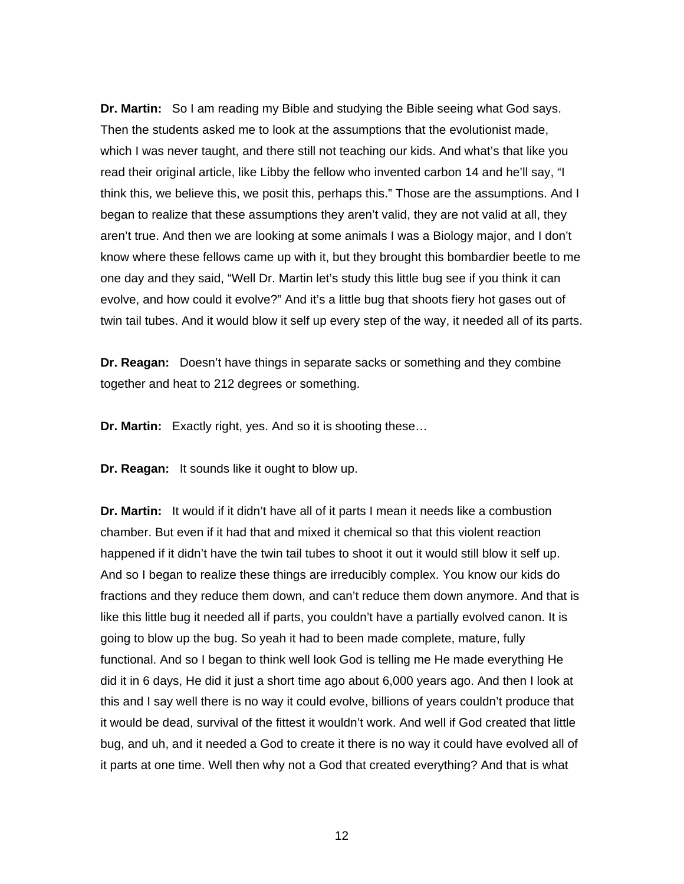**Dr. Martin:** So I am reading my Bible and studying the Bible seeing what God says. Then the students asked me to look at the assumptions that the evolutionist made, which I was never taught, and there still not teaching our kids. And what's that like you read their original article, like Libby the fellow who invented carbon 14 and he'll say, "I think this, we believe this, we posit this, perhaps this." Those are the assumptions. And I began to realize that these assumptions they aren't valid, they are not valid at all, they aren't true. And then we are looking at some animals I was a Biology major, and I don't know where these fellows came up with it, but they brought this bombardier beetle to me one day and they said, "Well Dr. Martin let's study this little bug see if you think it can evolve, and how could it evolve?" And it's a little bug that shoots fiery hot gases out of twin tail tubes. And it would blow it self up every step of the way, it needed all of its parts.

**Dr. Reagan:** Doesn't have things in separate sacks or something and they combine together and heat to 212 degrees or something.

**Dr. Martin:** Exactly right, yes. And so it is shooting these…

**Dr. Reagan:** It sounds like it ought to blow up.

**Dr. Martin:** It would if it didn't have all of it parts I mean it needs like a combustion chamber. But even if it had that and mixed it chemical so that this violent reaction happened if it didn't have the twin tail tubes to shoot it out it would still blow it self up. And so I began to realize these things are irreducibly complex. You know our kids do fractions and they reduce them down, and can't reduce them down anymore. And that is like this little bug it needed all if parts, you couldn't have a partially evolved canon. It is going to blow up the bug. So yeah it had to been made complete, mature, fully functional. And so I began to think well look God is telling me He made everything He did it in 6 days, He did it just a short time ago about 6,000 years ago. And then I look at this and I say well there is no way it could evolve, billions of years couldn't produce that it would be dead, survival of the fittest it wouldn't work. And well if God created that little bug, and uh, and it needed a God to create it there is no way it could have evolved all of it parts at one time. Well then why not a God that created everything? And that is what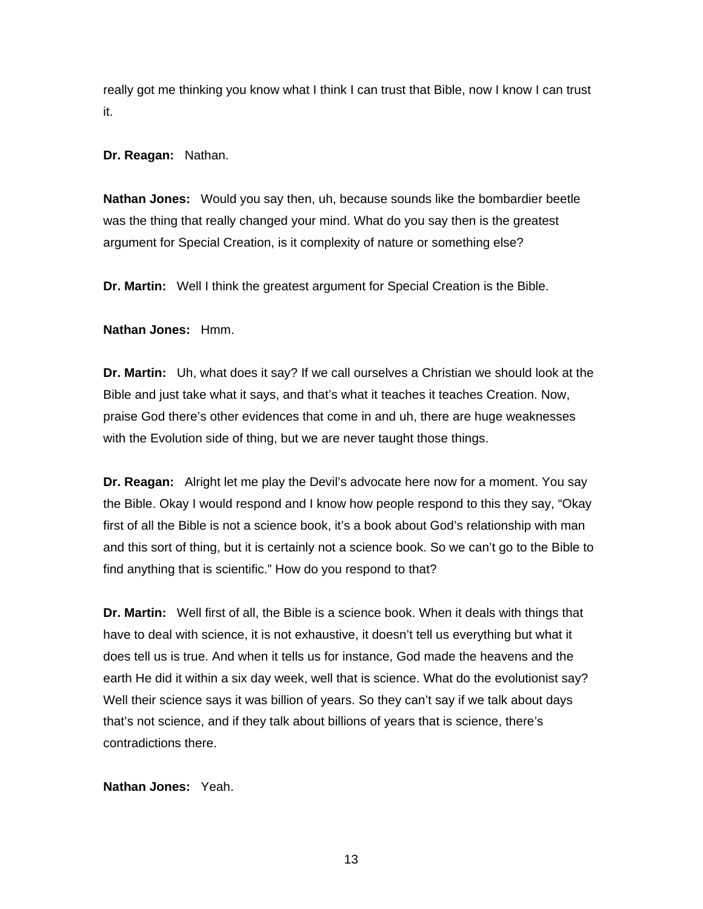really got me thinking you know what I think I can trust that Bible, now I know I can trust it.

**Dr. Reagan:** Nathan.

**Nathan Jones:** Would you say then, uh, because sounds like the bombardier beetle was the thing that really changed your mind. What do you say then is the greatest argument for Special Creation, is it complexity of nature or something else?

**Dr. Martin:** Well I think the greatest argument for Special Creation is the Bible.

**Nathan Jones:** Hmm.

**Dr. Martin:** Uh, what does it say? If we call ourselves a Christian we should look at the Bible and just take what it says, and that's what it teaches it teaches Creation. Now, praise God there's other evidences that come in and uh, there are huge weaknesses with the Evolution side of thing, but we are never taught those things.

**Dr. Reagan:** Alright let me play the Devil's advocate here now for a moment. You say the Bible. Okay I would respond and I know how people respond to this they say, "Okay first of all the Bible is not a science book, it's a book about God's relationship with man and this sort of thing, but it is certainly not a science book. So we can't go to the Bible to find anything that is scientific." How do you respond to that?

**Dr. Martin:** Well first of all, the Bible is a science book. When it deals with things that have to deal with science, it is not exhaustive, it doesn't tell us everything but what it does tell us is true. And when it tells us for instance, God made the heavens and the earth He did it within a six day week, well that is science. What do the evolutionist say? Well their science says it was billion of years. So they can't say if we talk about days that's not science, and if they talk about billions of years that is science, there's contradictions there.

**Nathan Jones:** Yeah.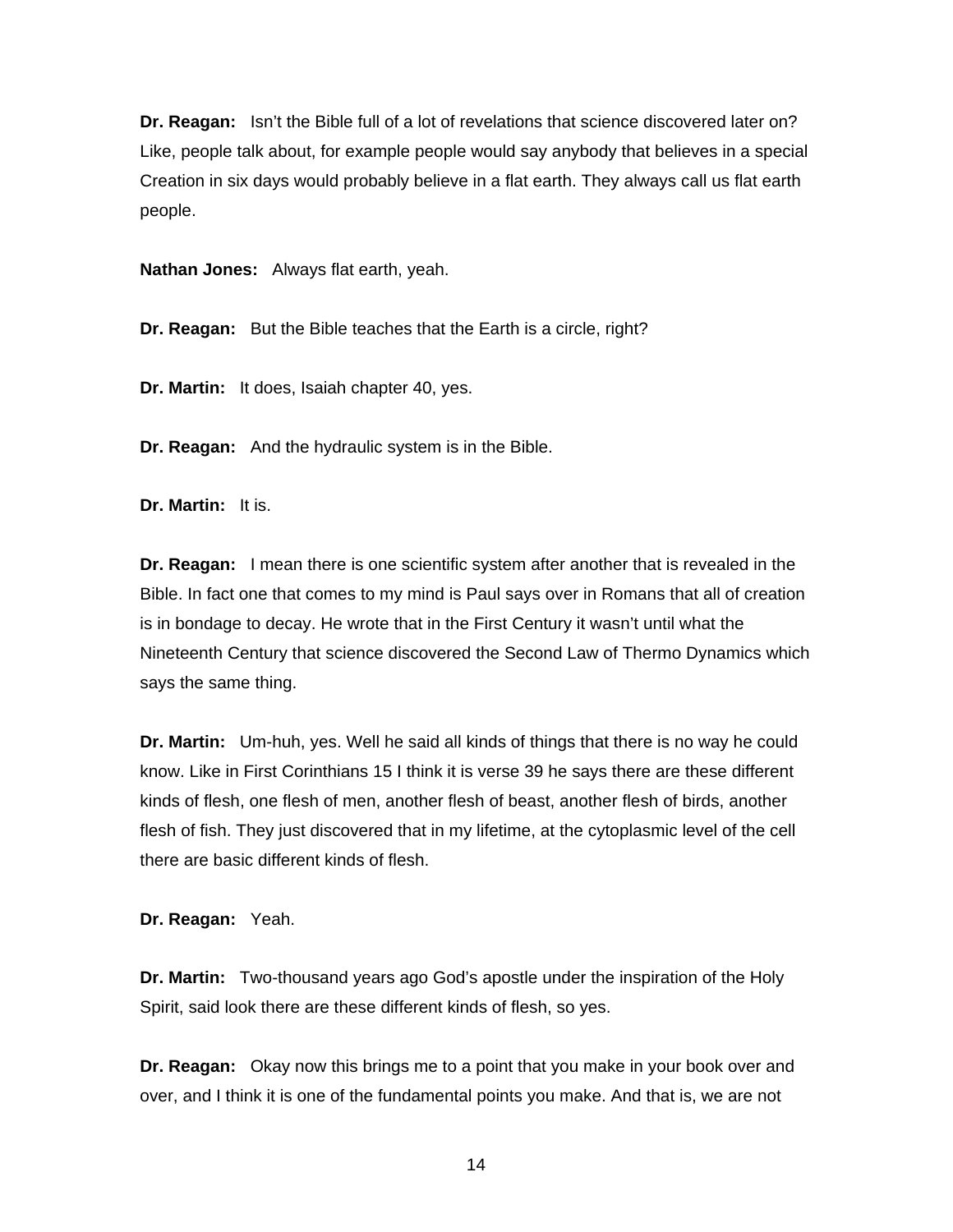**Dr. Reagan:** Isn't the Bible full of a lot of revelations that science discovered later on? Like, people talk about, for example people would say anybody that believes in a special Creation in six days would probably believe in a flat earth. They always call us flat earth people.

**Nathan Jones:** Always flat earth, yeah.

**Dr. Reagan:** But the Bible teaches that the Earth is a circle, right?

**Dr. Martin:** It does, Isaiah chapter 40, yes.

**Dr. Reagan:** And the hydraulic system is in the Bible.

**Dr. Martin:** It is.

**Dr. Reagan:** I mean there is one scientific system after another that is revealed in the Bible. In fact one that comes to my mind is Paul says over in Romans that all of creation is in bondage to decay. He wrote that in the First Century it wasn't until what the Nineteenth Century that science discovered the Second Law of Thermo Dynamics which says the same thing.

**Dr. Martin:** Um-huh, yes. Well he said all kinds of things that there is no way he could know. Like in First Corinthians 15 I think it is verse 39 he says there are these different kinds of flesh, one flesh of men, another flesh of beast, another flesh of birds, another flesh of fish. They just discovered that in my lifetime, at the cytoplasmic level of the cell there are basic different kinds of flesh.

**Dr. Reagan:** Yeah.

**Dr. Martin:** Two-thousand years ago God's apostle under the inspiration of the Holy Spirit, said look there are these different kinds of flesh, so yes.

**Dr. Reagan:** Okay now this brings me to a point that you make in your book over and over, and I think it is one of the fundamental points you make. And that is, we are not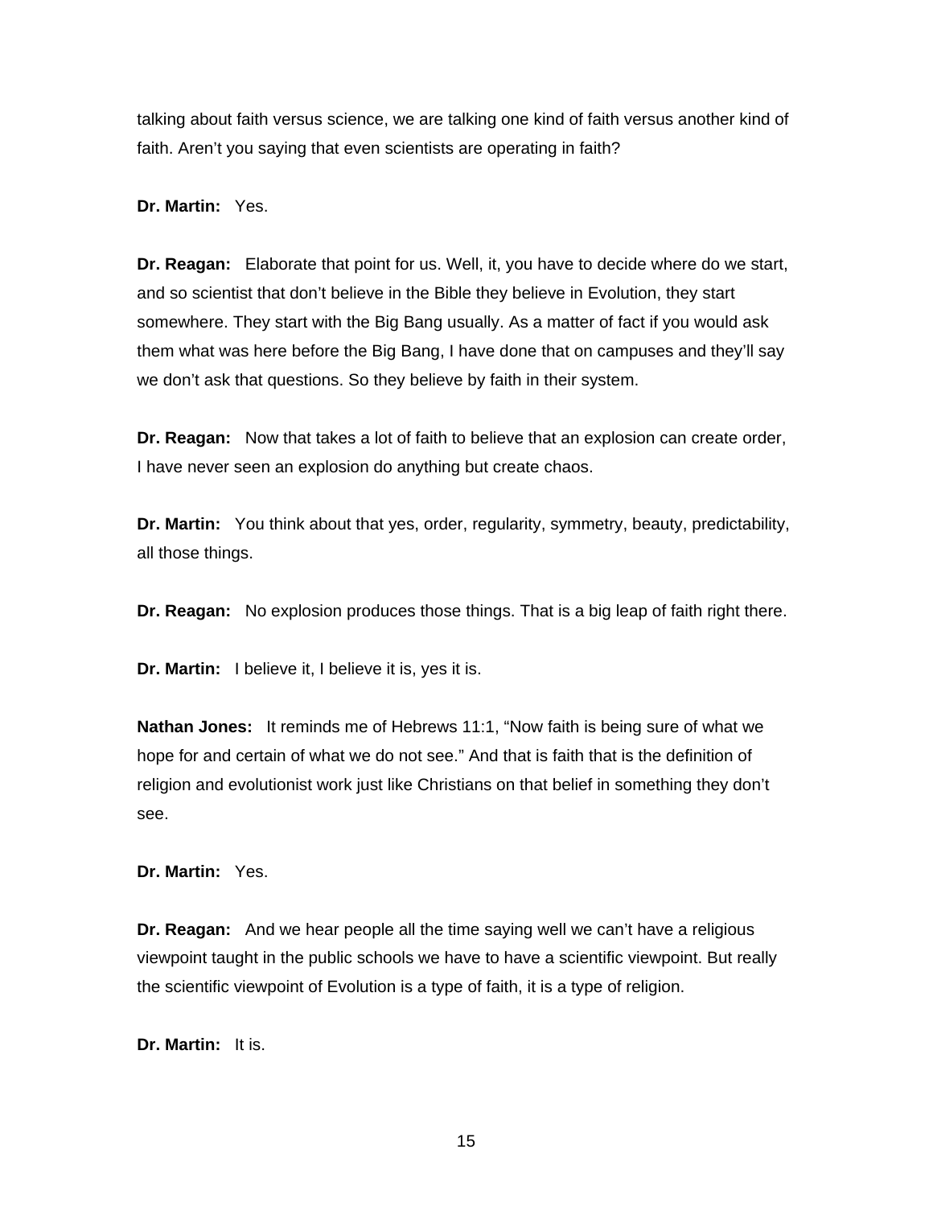talking about faith versus science, we are talking one kind of faith versus another kind of faith. Aren't you saying that even scientists are operating in faith?

**Dr. Martin:** Yes.

**Dr. Reagan:** Elaborate that point for us. Well, it, you have to decide where do we start, and so scientist that don't believe in the Bible they believe in Evolution, they start somewhere. They start with the Big Bang usually. As a matter of fact if you would ask them what was here before the Big Bang, I have done that on campuses and they'll say we don't ask that questions. So they believe by faith in their system.

**Dr. Reagan:** Now that takes a lot of faith to believe that an explosion can create order, I have never seen an explosion do anything but create chaos.

**Dr. Martin:** You think about that yes, order, regularity, symmetry, beauty, predictability, all those things.

**Dr. Reagan:** No explosion produces those things. That is a big leap of faith right there.

**Dr. Martin:** I believe it, I believe it is, yes it is.

**Nathan Jones:** It reminds me of Hebrews 11:1, "Now faith is being sure of what we hope for and certain of what we do not see." And that is faith that is the definition of religion and evolutionist work just like Christians on that belief in something they don't see.

**Dr. Martin:** Yes.

**Dr. Reagan:** And we hear people all the time saying well we can't have a religious viewpoint taught in the public schools we have to have a scientific viewpoint. But really the scientific viewpoint of Evolution is a type of faith, it is a type of religion.

**Dr. Martin:** It is.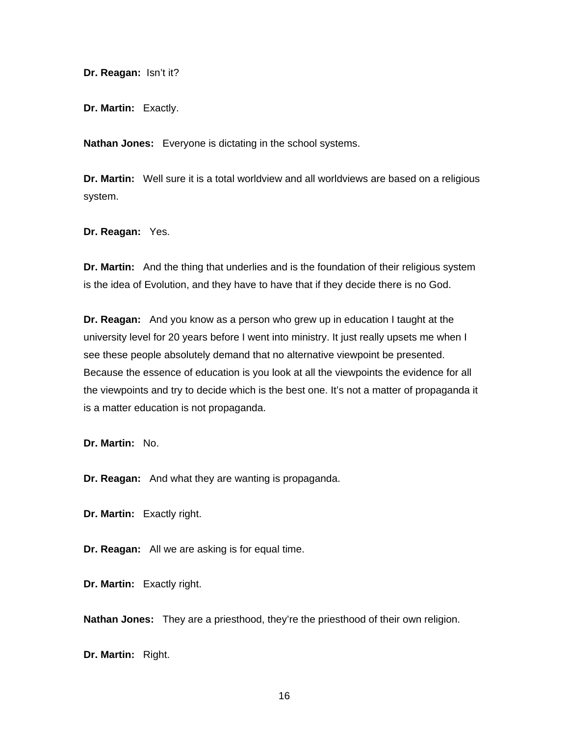**Dr. Reagan:** Isn't it?

**Dr. Martin:** Exactly.

**Nathan Jones:** Everyone is dictating in the school systems.

**Dr. Martin:** Well sure it is a total worldview and all worldviews are based on a religious system.

**Dr. Reagan:** Yes.

**Dr. Martin:** And the thing that underlies and is the foundation of their religious system is the idea of Evolution, and they have to have that if they decide there is no God.

**Dr. Reagan:** And you know as a person who grew up in education I taught at the university level for 20 years before I went into ministry. It just really upsets me when I see these people absolutely demand that no alternative viewpoint be presented. Because the essence of education is you look at all the viewpoints the evidence for all the viewpoints and try to decide which is the best one. It's not a matter of propaganda it is a matter education is not propaganda.

**Dr. Martin:** No.

**Dr. Reagan:** And what they are wanting is propaganda.

**Dr. Martin:** Exactly right.

**Dr. Reagan:** All we are asking is for equal time.

**Dr. Martin:** Exactly right.

**Nathan Jones:** They are a priesthood, they're the priesthood of their own religion.

**Dr. Martin:** Right.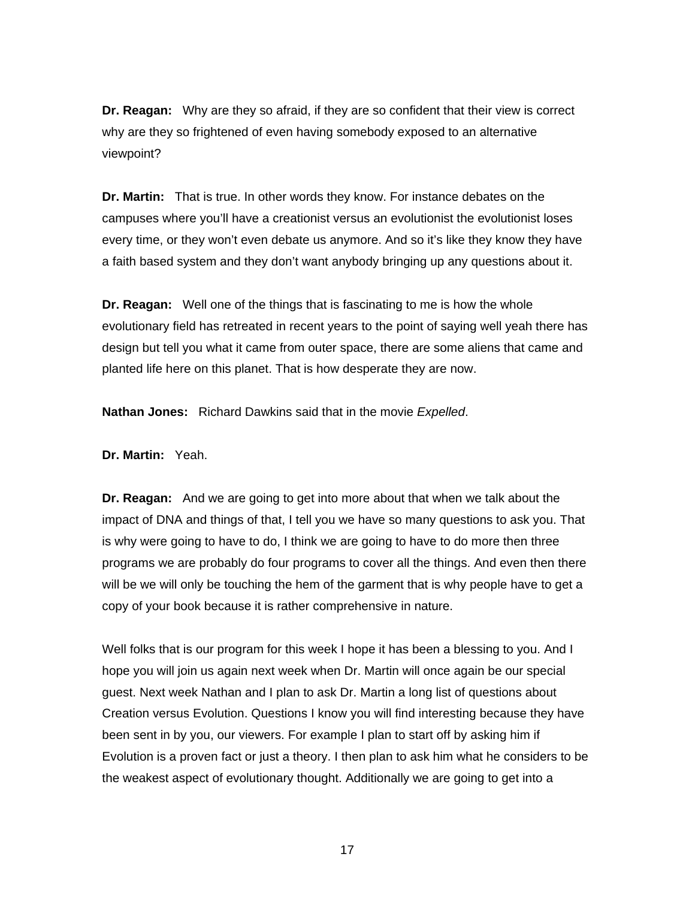**Dr. Reagan:** Why are they so afraid, if they are so confident that their view is correct why are they so frightened of even having somebody exposed to an alternative viewpoint?

**Dr. Martin:** That is true. In other words they know. For instance debates on the campuses where you'll have a creationist versus an evolutionist the evolutionist loses every time, or they won't even debate us anymore. And so it's like they know they have a faith based system and they don't want anybody bringing up any questions about it.

**Dr. Reagan:** Well one of the things that is fascinating to me is how the whole evolutionary field has retreated in recent years to the point of saying well yeah there has design but tell you what it came from outer space, there are some aliens that came and planted life here on this planet. That is how desperate they are now.

**Nathan Jones:** Richard Dawkins said that in the movie *Expelled*.

**Dr. Martin:** Yeah.

**Dr. Reagan:** And we are going to get into more about that when we talk about the impact of DNA and things of that, I tell you we have so many questions to ask you. That is why were going to have to do, I think we are going to have to do more then three programs we are probably do four programs to cover all the things. And even then there will be we will only be touching the hem of the garment that is why people have to get a copy of your book because it is rather comprehensive in nature.

Well folks that is our program for this week I hope it has been a blessing to you. And I hope you will join us again next week when Dr. Martin will once again be our special guest. Next week Nathan and I plan to ask Dr. Martin a long list of questions about Creation versus Evolution. Questions I know you will find interesting because they have been sent in by you, our viewers. For example I plan to start off by asking him if Evolution is a proven fact or just a theory. I then plan to ask him what he considers to be the weakest aspect of evolutionary thought. Additionally we are going to get into a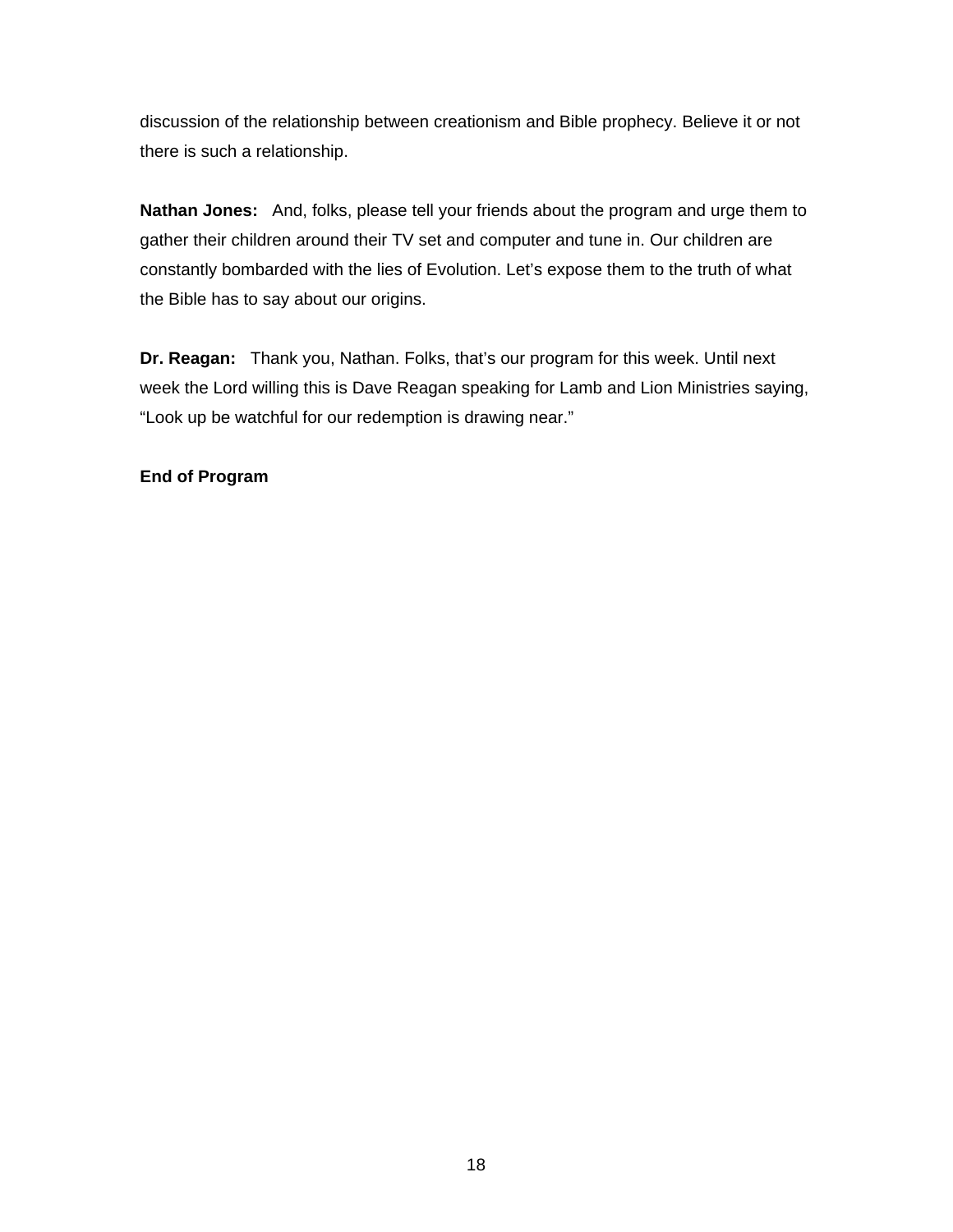discussion of the relationship between creationism and Bible prophecy. Believe it or not there is such a relationship.

**Nathan Jones:** And, folks, please tell your friends about the program and urge them to gather their children around their TV set and computer and tune in. Our children are constantly bombarded with the lies of Evolution. Let's expose them to the truth of what the Bible has to say about our origins.

**Dr. Reagan:** Thank you, Nathan. Folks, that's our program for this week. Until next week the Lord willing this is Dave Reagan speaking for Lamb and Lion Ministries saying, "Look up be watchful for our redemption is drawing near."

**End of Program**